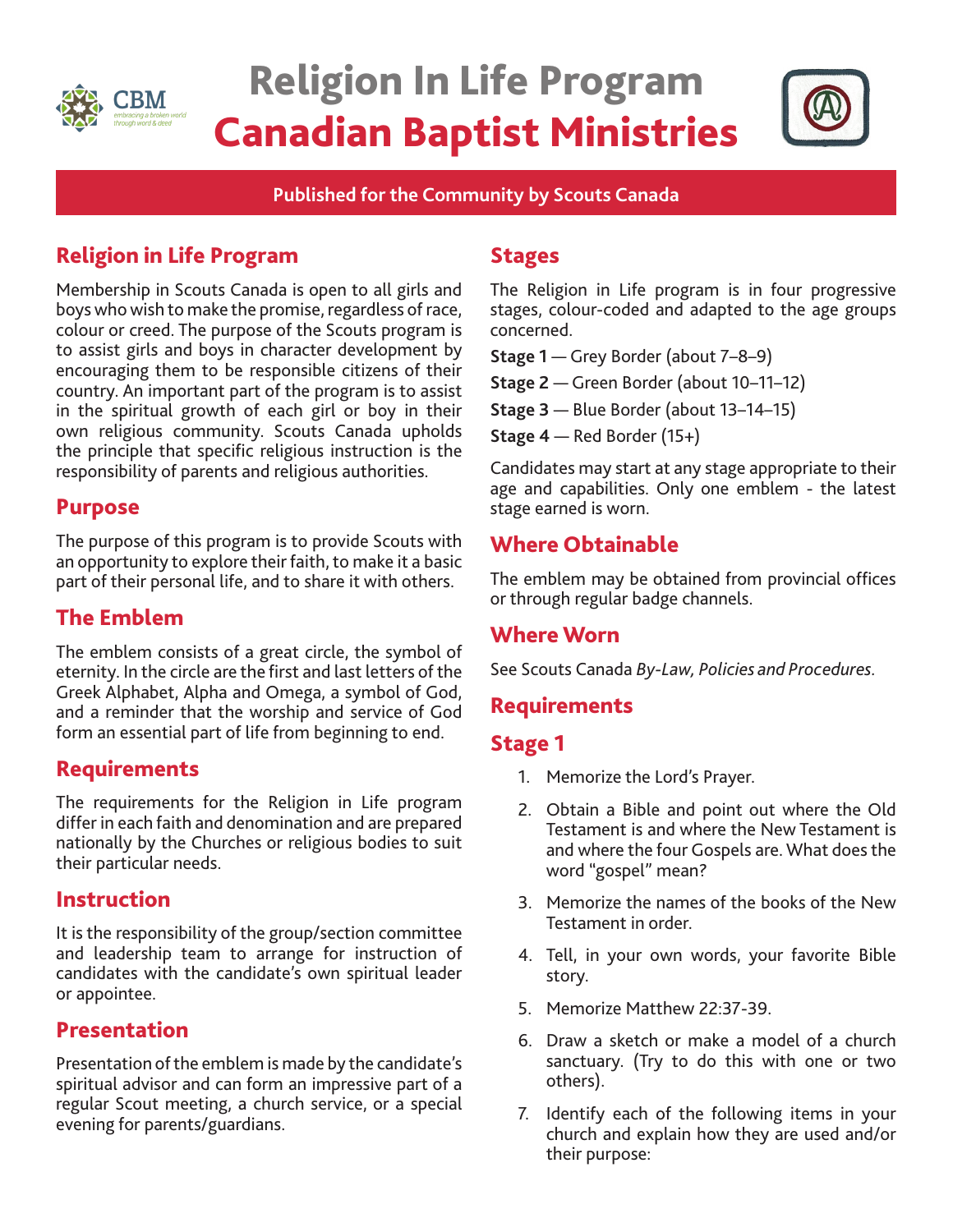# Religion In Life Program

# Canadian Baptist Ministries

**Published for the Community by Scouts Canada**

## Religion in Life Program

Membership in Scouts Canada is open to all girls and boys who wish to make the promise, regardless of race, colour or creed. The purpose of the Scouts program is to assist girls and boys in character development by encouraging them to be responsible citizens of their country. An important part of the program is to assist in the spiritual growth of each girl or boy in their own religious community. Scouts Canada upholds the principle that specific religious instruction is the responsibility of parents and religious authorities.

## Purpose

The purpose of this program is to provide Scouts with an opportunity to explore their faith, to make it a basic part of their personal life, and to share it with others.

## The Emblem

The emblem consists of a great circle, the symbol of eternity. In the circle are the first and last letters of the Greek Alphabet, Alpha and Omega, a symbol of God, and a reminder that the worship and service of God form an essential part of life from beginning to end.

## Requirements

The requirements for the Religion in Life program differ in each faith and denomination and are prepared nationally by the Churches or religious bodies to suit their particular needs.

## Instruction

It is the responsibility of the group/section committee and leadership team to arrange for instruction of candidates with the candidate's own spiritual leader or appointee.

## Presentation

Presentation of the emblem is made by the candidate's spiritual advisor and can form an impressive part of a regular Scout meeting, a church service, or a special evening for parents/guardians.

## Stages

The Religion in Life program is in four progressive stages, colour-coded and adapted to the age groups concerned.

**Stage 1** — Grey Border (about 7–8–9)

**Stage 2** — Green Border (about 10–11–12)

**Stage 3** — Blue Border (about 13–14–15)

**Stage 4** — Red Border (15+)

Candidates may start at any stage appropriate to their age and capabilities. Only one emblem - the latest stage earned is worn.

## Where Obtainable

The emblem may be obtained from provincial offices or through regular badge channels.

## Where Worn

See Scouts Canada *By-Law, Policies and Procedures*.

## Requirements

## Stage 1

1. Memorize the Lord's Prayer.
2. Obtain a Bible and point out where the Old Testament is and where the New Testament is and where the four Gospels are. What does the word "gospel" mean?
3. Memorize the names of the books of the New Testament in order.
4. Tell, in your own words, your favorite Bible story.
5. Memorize Matthew 22:37-39.
6. Draw a sketch or make a model of a church sanctuary. (Try to do this with one or two others).
7. Identify each of the following items in your church and explain how they are used and/or their purpose: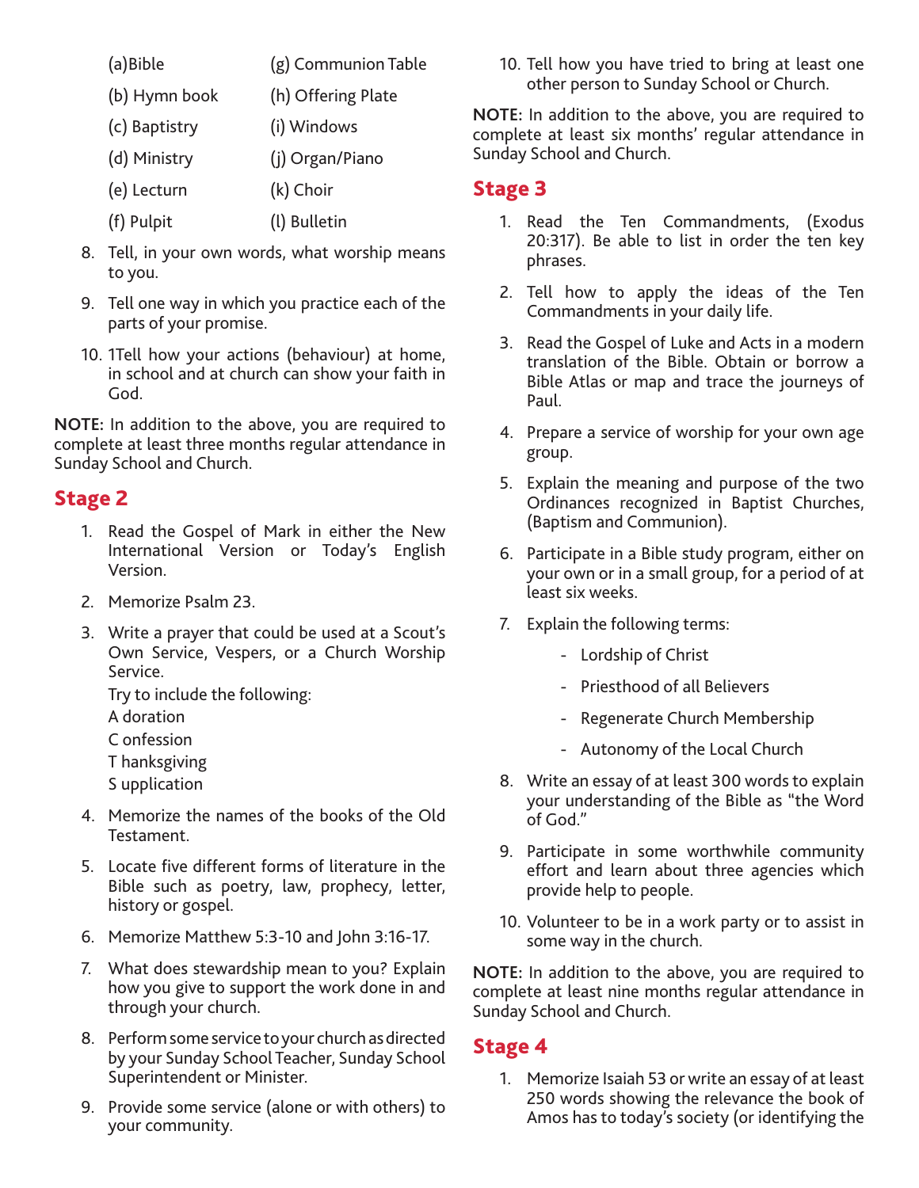(a) Bible
(b) Hymn book
(c) Baptistry
(d) Ministry
(e) Lecturn
(f) Pulpit
(g) Communion Table
(h) Offering Plate
(i) Windows
(j) Organ/Piano
(k) Choir
(l) Bulletin

8. Tell, in your own words, what worship means to you.
9. Tell one way in which you practice each of the parts of your promise.
10. 1Tell how your actions (behaviour) at home, in school and at church can show your faith in God.

**NOTE:** In addition to the above, you are required to complete at least three months regular attendance in Sunday School and Church.

## Stage 2

1. Read the Gospel of Mark in either the New International Version or Today's English Version.
2. Memorize Psalm 23.
3. Write a prayer that could be used at a Scout's Own Service, Vespers, or a Church Worship Service.
   Try to include the following:
   A doration
   C onfession
   T hanksgiving
   S upplication
4. Memorize the names of the books of the Old Testament.
5. Locate five different forms of literature in the Bible such as poetry, law, prophecy, letter, history or gospel.
6. Memorize Matthew 5:3-10 and John 3:16-17.
7. What does stewardship mean to you? Explain how you give to support the work done in and through your church.
8. Perform some service to your church as directed by your Sunday School Teacher, Sunday School Superintendent or Minister.
9. Provide some service (alone or with others) to your community.
10. Tell how you have tried to bring at least one other person to Sunday School or Church.

**NOTE:** In addition to the above, you are required to complete at least six months' regular attendance in Sunday School and Church.

## Stage 3

1. Read the Ten Commandments, (Exodus 20:317). Be able to list in order the ten key phrases.
2. Tell how to apply the ideas of the Ten Commandments in your daily life.
3. Read the Gospel of Luke and Acts in a modern translation of the Bible. Obtain or borrow a Bible Atlas or map and trace the journeys of Paul.
4. Prepare a service of worship for your own age group.
5. Explain the meaning and purpose of the two Ordinances recognized in Baptist Churches, (Baptism and Communion).
6. Participate in a Bible study program, either on your own or in a small group, for a period of at least six weeks.
7. Explain the following terms:
   - Lordship of Christ
   - Priesthood of all Believers
   - Regenerate Church Membership
   - Autonomy of the Local Church
8. Write an essay of at least 300 words to explain your understanding of the Bible as "the Word of God."
9. Participate in some worthwhile community effort and learn about three agencies which provide help to people.
10. Volunteer to be in a work party or to assist in some way in the church.

**NOTE:** In addition to the above, you are required to complete at least nine months regular attendance in Sunday School and Church.

## Stage 4

1. Memorize Isaiah 53 or write an essay of at least 250 words showing the relevance the book of Amos has to today's society (or identifying the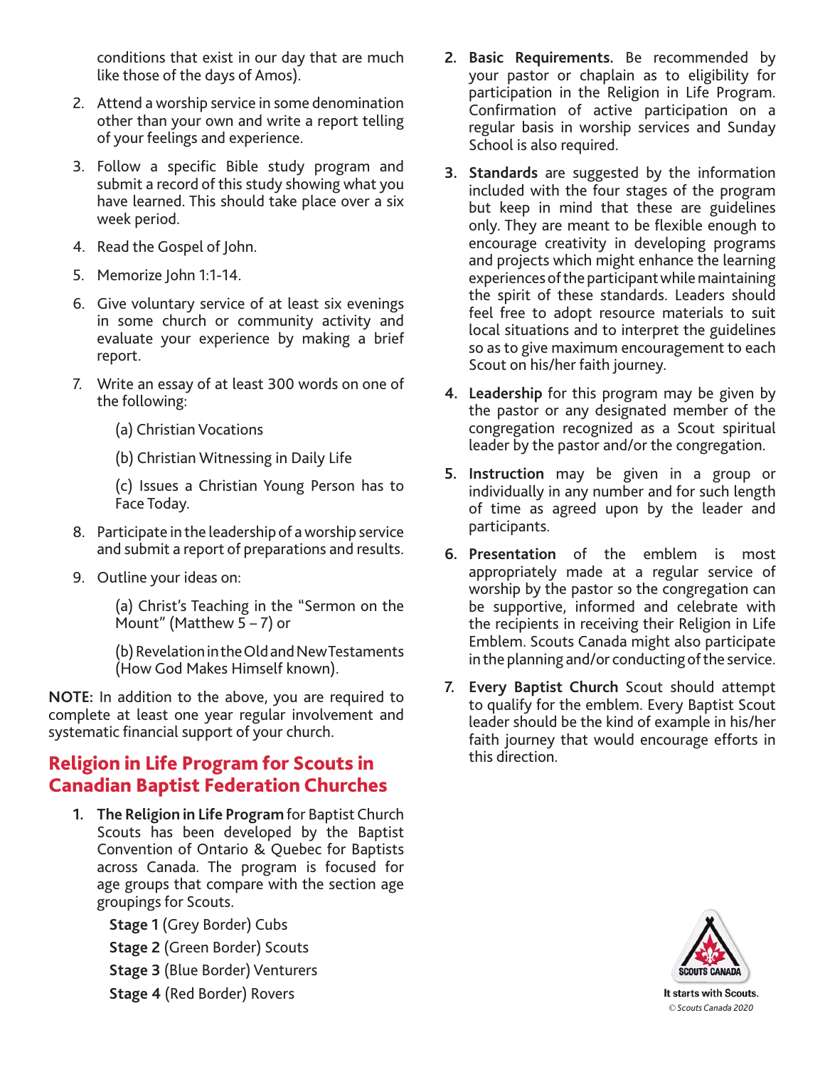conditions that exist in our day that are much like those of the days of Amos).

2. Attend a worship service in some denomination other than your own and write a report telling of your feelings and experience.

3. Follow a specific Bible study program and submit a record of this study showing what you have learned. This should take place over a six week period.

4. Read the Gospel of John.

5. Memorize John 1:1-14.

6. Give voluntary service of at least six evenings in some church or community activity and evaluate your experience by making a brief report.

7. Write an essay of at least 300 words on one of the following:

   (a) Christian Vocations

   (b) Christian Witnessing in Daily Life

   (c) Issues a Christian Young Person has to Face Today.

8. Participate in the leadership of a worship service and submit a report of preparations and results.

9. Outline your ideas on:

   (a) Christ's Teaching in the "Sermon on the Mount" (Matthew 5 – 7) or

   (b) Revelation in the Old and New Testaments (How God Makes Himself known).

**NOTE:** In addition to the above, you are required to complete at least one year regular involvement and systematic financial support of your church.

## Religion in Life Program for Scouts in Canadian Baptist Federation Churches

1. **The Religion in Life Program** for Baptist Church Scouts has been developed by the Baptist Convention of Ontario & Quebec for Baptists across Canada. The program is focused for age groups that compare with the section age groupings for Scouts.

   **Stage 1** (Grey Border) Cubs

   **Stage 2** (Green Border) Scouts

   **Stage 3** (Blue Border) Venturers

   **Stage 4** (Red Border) Rovers

2. **Basic Requirements.** Be recommended by your pastor or chaplain as to eligibility for participation in the Religion in Life Program. Confirmation of active participation on a regular basis in worship services and Sunday School is also required.

3. **Standards** are suggested by the information included with the four stages of the program but keep in mind that these are guidelines only. They are meant to be flexible enough to encourage creativity in developing programs and projects which might enhance the learning experiences of the participant while maintaining the spirit of these standards. Leaders should feel free to adopt resource materials to suit local situations and to interpret the guidelines so as to give maximum encouragement to each Scout on his/her faith journey.

4. **Leadership** for this program may be given by the pastor or any designated member of the congregation recognized as a Scout spiritual leader by the pastor and/or the congregation.

5. **Instruction** may be given in a group or individually in any number and for such length of time as agreed upon by the leader and participants.

6. **Presentation** of the emblem is most appropriately made at a regular service of worship by the pastor so the congregation can be supportive, informed and celebrate with the recipients in receiving their Religion in Life Emblem. Scouts Canada might also participate in the planning and/or conducting of the service.

7. **Every Baptist Church** Scout should attempt to qualify for the emblem. Every Baptist Scout leader should be the kind of example in his/her faith journey that would encourage efforts in this direction.

SCOUTS CANADA

It starts with Scouts.

*© Scouts Canada 2020*